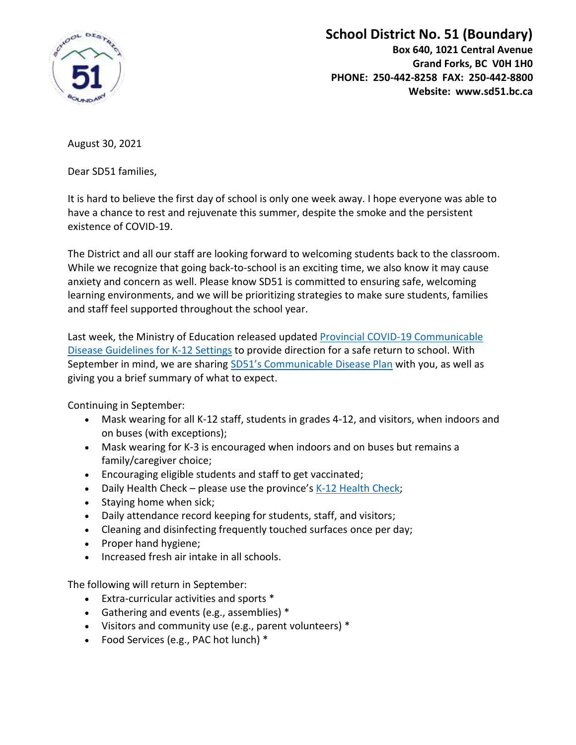**School District No. 51 (Boundary)**
**Box 640, 1021 Central Avenue**
**Grand Forks, BC V0H 1H0**
**PHONE: 250-442-8258 FAX: 250-442-8800**
**Website: www.sd51.bc.ca**

August 30, 2021

Dear SD51 families,

It is hard to believe the first day of school is only one week away. I hope everyone was able to have a chance to rest and rejuvenate this summer, despite the smoke and the persistent existence of COVID-19.

The District and all our staff are looking forward to welcoming students back to the classroom. While we recognize that going back-to-school is an exciting time, we also know it may cause anxiety and concern as well. Please know SD51 is committed to ensuring safe, welcoming learning environments, and we will be prioritizing strategies to make sure students, families and staff feel supported throughout the school year.

Last week, the Ministry of Education released updated Provincial COVID-19 Communicable Disease Guidelines for K-12 Settings to provide direction for a safe return to school. With September in mind, we are sharing SD51's Communicable Disease Plan with you, as well as giving you a brief summary of what to expect.

Continuing in September:

- Mask wearing for all K-12 staff, students in grades 4-12, and visitors, when indoors and on buses (with exceptions);
- Mask wearing for K-3 is encouraged when indoors and on buses but remains a family/caregiver choice;
- Encouraging eligible students and staff to get vaccinated;
- Daily Health Check – please use the province's K-12 Health Check;
- Staying home when sick;
- Daily attendance record keeping for students, staff, and visitors;
- Cleaning and disinfecting frequently touched surfaces once per day;
- Proper hand hygiene;
- Increased fresh air intake in all schools.

The following will return in September:

- Extra-curricular activities and sports *
- Gathering and events (e.g., assemblies) *
- Visitors and community use (e.g., parent volunteers) *
- Food Services (e.g., PAC hot lunch) *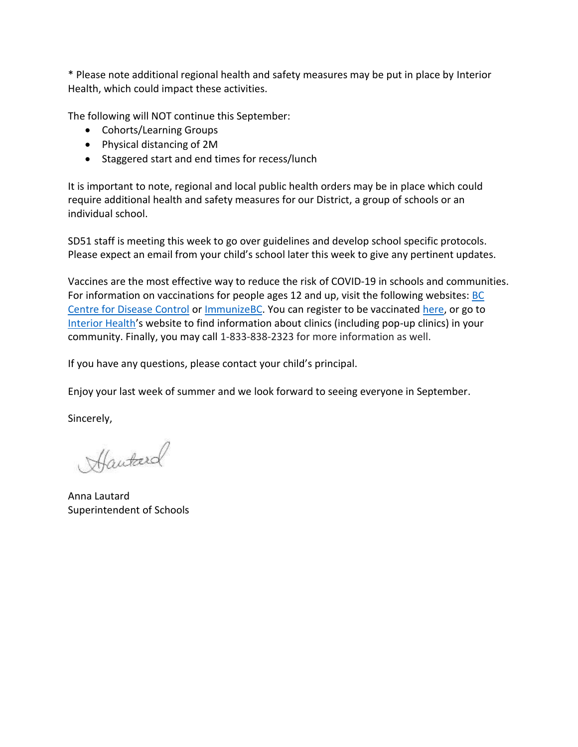* Please note additional regional health and safety measures may be put in place by Interior Health, which could impact these activities.

The following will NOT continue this September:

- Cohorts/Learning Groups
- Physical distancing of 2M
- Staggered start and end times for recess/lunch

It is important to note, regional and local public health orders may be in place which could require additional health and safety measures for our District, a group of schools or an individual school.

SD51 staff is meeting this week to go over guidelines and develop school specific protocols. Please expect an email from your child's school later this week to give any pertinent updates.

Vaccines are the most effective way to reduce the risk of COVID-19 in schools and communities. For information on vaccinations for people ages 12 and up, visit the following websites: BC Centre for Disease Control or ImmunizeBC. You can register to be vaccinated here, or go to Interior Health's website to find information about clinics (including pop-up clinics) in your community. Finally, you may call 1-833-838-2323 for more information as well.

If you have any questions, please contact your child's principal.

Enjoy your last week of summer and we look forward to seeing everyone in September.

Sincerely,

Anna Lautard
Superintendent of Schools